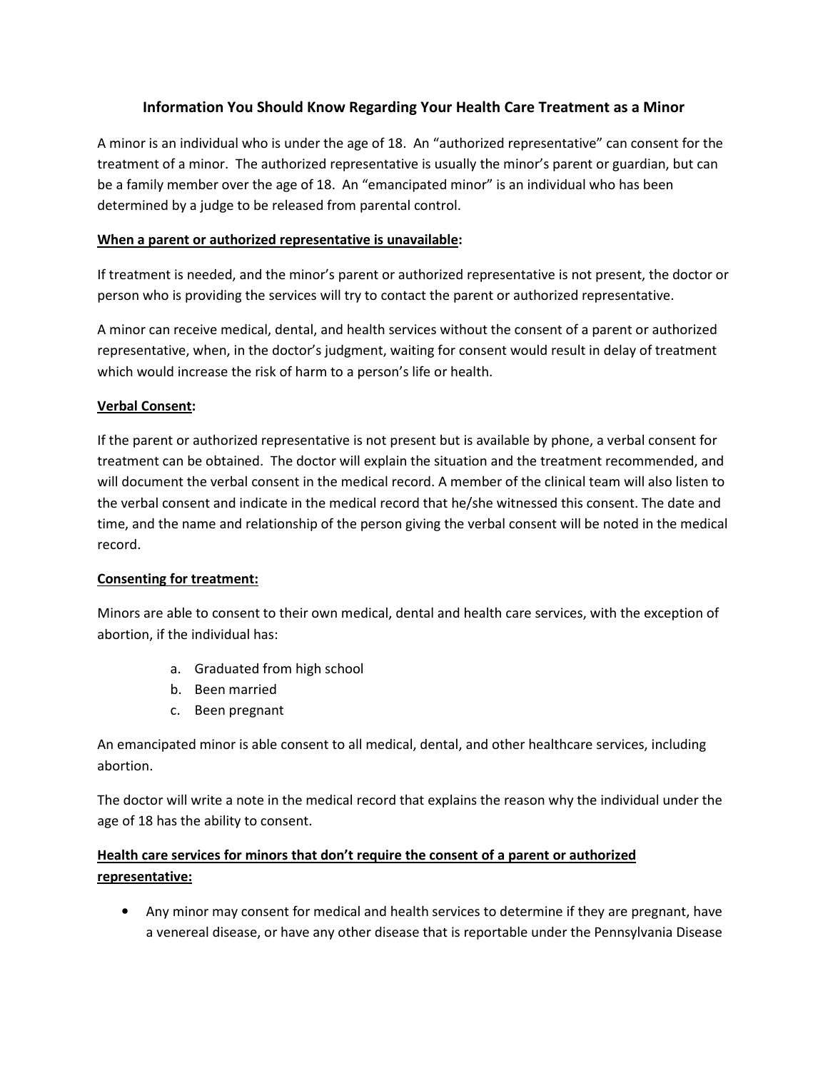# Information You Should Know Regarding Your Health Care Treatment as a Minor

A minor is an individual who is under the age of 18. An "authorized representative" can consent for the treatment of a minor. The authorized representative is usually the minor's parent or guardian, but can be a family member over the age of 18. An "emancipated minor" is an individual who has been determined by a judge to be released from parental control.

**<u>When a parent or authorized representative is unavailable</u>:**

If treatment is needed, and the minor's parent or authorized representative is not present, the doctor or person who is providing the services will try to contact the parent or authorized representative.

A minor can receive medical, dental, and health services without the consent of a parent or authorized representative, when, in the doctor's judgment, waiting for consent would result in delay of treatment which would increase the risk of harm to a person's life or health.

**<u>Verbal Consent</u>:**

If the parent or authorized representative is not present but is available by phone, a verbal consent for treatment can be obtained. The doctor will explain the situation and the treatment recommended, and will document the verbal consent in the medical record. A member of the clinical team will also listen to the verbal consent and indicate in the medical record that he/she witnessed this consent. The date and time, and the name and relationship of the person giving the verbal consent will be noted in the medical record.

**<u>Consenting for treatment:</u>**

Minors are able to consent to their own medical, dental and health care services, with the exception of abortion, if the individual has:

a. Graduated from high school
b. Been married
c. Been pregnant

An emancipated minor is able consent to all medical, dental, and other healthcare services, including abortion.

The doctor will write a note in the medical record that explains the reason why the individual under the age of 18 has the ability to consent.

**<u>Health care services for minors that don't require the consent of a parent or authorized representative:</u>**

- Any minor may consent for medical and health services to determine if they are pregnant, have a venereal disease, or have any other disease that is reportable under the Pennsylvania Disease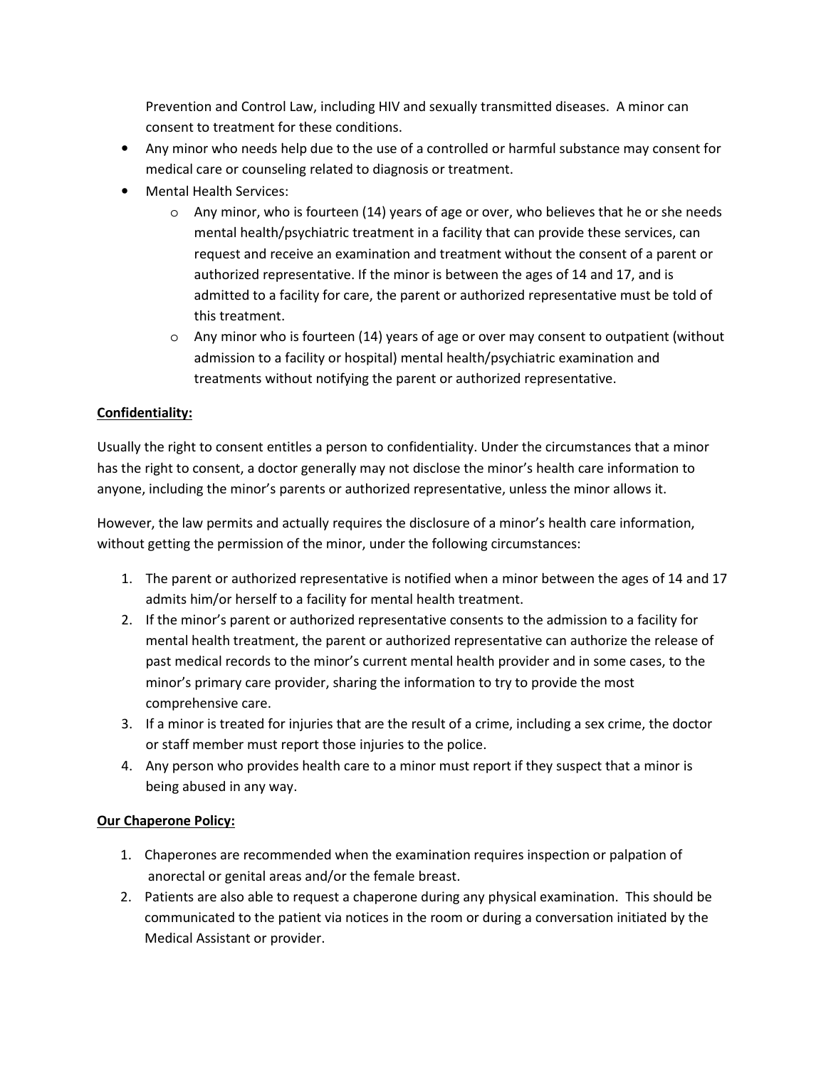Prevention and Control Law, including HIV and sexually transmitted diseases. A minor can consent to treatment for these conditions.

- Any minor who needs help due to the use of a controlled or harmful substance may consent for medical care or counseling related to diagnosis or treatment.
- Mental Health Services:
  - Any minor, who is fourteen (14) years of age or over, who believes that he or she needs mental health/psychiatric treatment in a facility that can provide these services, can request and receive an examination and treatment without the consent of a parent or authorized representative. If the minor is between the ages of 14 and 17, and is admitted to a facility for care, the parent or authorized representative must be told of this treatment.
  - Any minor who is fourteen (14) years of age or over may consent to outpatient (without admission to a facility or hospital) mental health/psychiatric examination and treatments without notifying the parent or authorized representative.

**Confidentiality:**

Usually the right to consent entitles a person to confidentiality. Under the circumstances that a minor has the right to consent, a doctor generally may not disclose the minor's health care information to anyone, including the minor's parents or authorized representative, unless the minor allows it.

However, the law permits and actually requires the disclosure of a minor's health care information, without getting the permission of the minor, under the following circumstances:

1. The parent or authorized representative is notified when a minor between the ages of 14 and 17 admits him/or herself to a facility for mental health treatment.
2. If the minor's parent or authorized representative consents to the admission to a facility for mental health treatment, the parent or authorized representative can authorize the release of past medical records to the minor's current mental health provider and in some cases, to the minor's primary care provider, sharing the information to try to provide the most comprehensive care.
3. If a minor is treated for injuries that are the result of a crime, including a sex crime, the doctor or staff member must report those injuries to the police.
4. Any person who provides health care to a minor must report if they suspect that a minor is being abused in any way.

**Our Chaperone Policy:**

1. Chaperones are recommended when the examination requires inspection or palpation of anorectal or genital areas and/or the female breast.
2. Patients are also able to request a chaperone during any physical examination. This should be communicated to the patient via notices in the room or during a conversation initiated by the Medical Assistant or provider.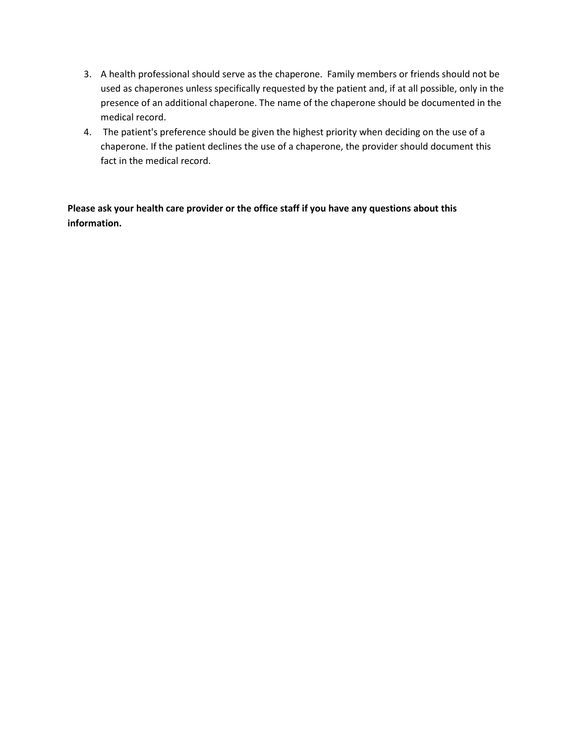3. A health professional should serve as the chaperone. Family members or friends should not be used as chaperones unless specifically requested by the patient and, if at all possible, only in the presence of an additional chaperone. The name of the chaperone should be documented in the medical record.
4. The patient's preference should be given the highest priority when deciding on the use of a chaperone. If the patient declines the use of a chaperone, the provider should document this fact in the medical record.

**Please ask your health care provider or the office staff if you have any questions about this information.**